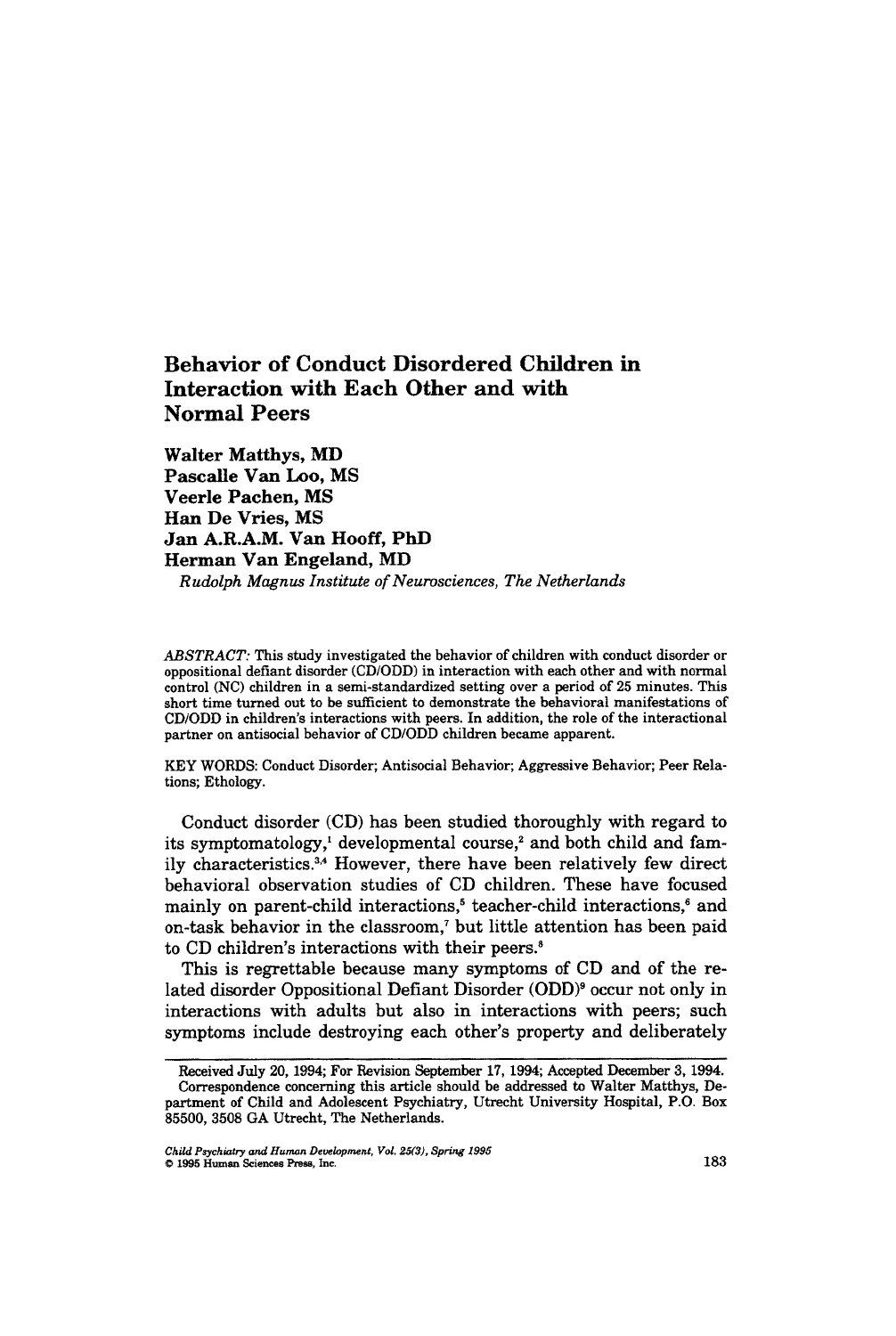# Behavior of Conduct Disordered Children in Interaction with Each Other and with Normal Peers

**Walter Matthys, MD**
**Pascalle Van Loo, MS**
**Veerle Pachen, MS**
**Han De Vries, MS**
**Jan A.R.A.M. Van Hooff, PhD**
**Herman Van Engeland, MD**
*Rudolph Magnus Institute of Neurosciences, The Netherlands*

*ABSTRACT:* This study investigated the behavior of children with conduct disorder or oppositional defiant disorder (CD/ODD) in interaction with each other and with normal control (NC) children in a semi-standardized setting over a period of 25 minutes. This short time turned out to be sufficient to demonstrate the behavioral manifestations of CD/ODD in children's interactions with peers. In addition, the role of the interactional partner on antisocial behavior of CD/ODD children became apparent.

KEY WORDS: Conduct Disorder; Antisocial Behavior; Aggressive Behavior; Peer Relations; Ethology.

Conduct disorder (CD) has been studied thoroughly with regard to its symptomatology,[1] developmental course,[2] and both child and family characteristics.[3,4] However, there have been relatively few direct behavioral observation studies of CD children. These have focused mainly on parent-child interactions,[5] teacher-child interactions,[6] and on-task behavior in the classroom,[7] but little attention has been paid to CD children's interactions with their peers.[8]

This is regrettable because many symptoms of CD and of the related disorder Oppositional Defiant Disorder (ODD)[9] occur not only in interactions with adults but also in interactions with peers; such symptoms include destroying each other's property and deliberately

---

Received July 20, 1994; For Revision September 17, 1994; Accepted December 3, 1994.
Correspondence concerning this article should be addressed to Walter Matthys, Department of Child and Adolescent Psychiatry, Utrecht University Hospital, P.O. Box 85500, 3508 GA Utrecht, The Netherlands.

*Child Psychiatry and Human Development, Vol. 25(3), Spring 1995*
© 1995 Human Sciences Press, Inc.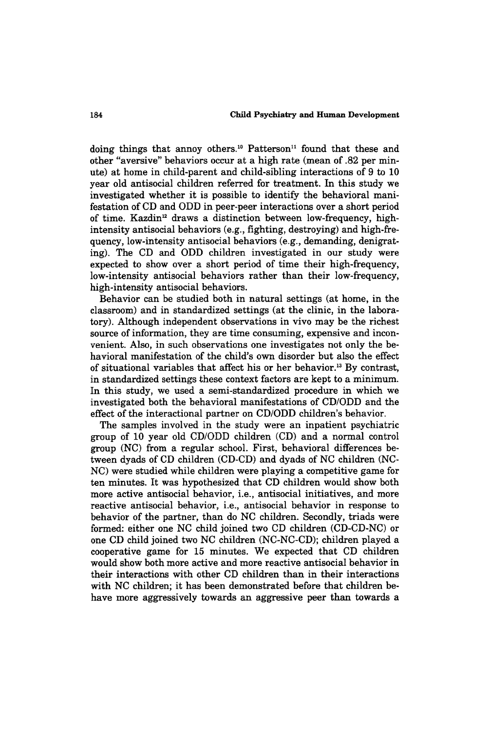doing things that annoy others.[10] Patterson[11] found that these and other "aversive" behaviors occur at a high rate (mean of .82 per minute) at home in child-parent and child-sibling interactions of 9 to 10 year old antisocial children referred for treatment. In this study we investigated whether it is possible to identify the behavioral manifestation of CD and ODD in peer-peer interactions over a short period of time. Kazdin[12] draws a distinction between low-frequency, high-intensity antisocial behaviors (e.g., fighting, destroying) and high-frequency, low-intensity antisocial behaviors (e.g., demanding, denigrating). The CD and ODD children investigated in our study were expected to show over a short period of time their high-frequency, low-intensity antisocial behaviors rather than their low-frequency, high-intensity antisocial behaviors.

Behavior can be studied both in natural settings (at home, in the classroom) and in standardized settings (at the clinic, in the laboratory). Although independent observations in vivo may be the richest source of information, they are time consuming, expensive and inconvenient. Also, in such observations one investigates not only the behavioral manifestation of the child's own disorder but also the effect of situational variables that affect his or her behavior.[13] By contrast, in standardized settings these context factors are kept to a minimum. In this study, we used a semi-standardized procedure in which we investigated both the behavioral manifestations of CD/ODD and the effect of the interactional partner on CD/ODD children's behavior.

The samples involved in the study were an inpatient psychiatric group of 10 year old CD/ODD children (CD) and a normal control group (NC) from a regular school. First, behavioral differences between dyads of CD children (CD-CD) and dyads of NC children (NC-NC) were studied while children were playing a competitive game for ten minutes. It was hypothesized that CD children would show both more active antisocial behavior, i.e., antisocial initiatives, and more reactive antisocial behavior, i.e., antisocial behavior in response to behavior of the partner, than do NC children. Secondly, triads were formed: either one NC child joined two CD children (CD-CD-NC) or one CD child joined two NC children (NC-NC-CD); children played a cooperative game for 15 minutes. We expected that CD children would show both more active and more reactive antisocial behavior in their interactions with other CD children than in their interactions with NC children; it has been demonstrated before that children behave more aggressively towards an aggressive peer than towards a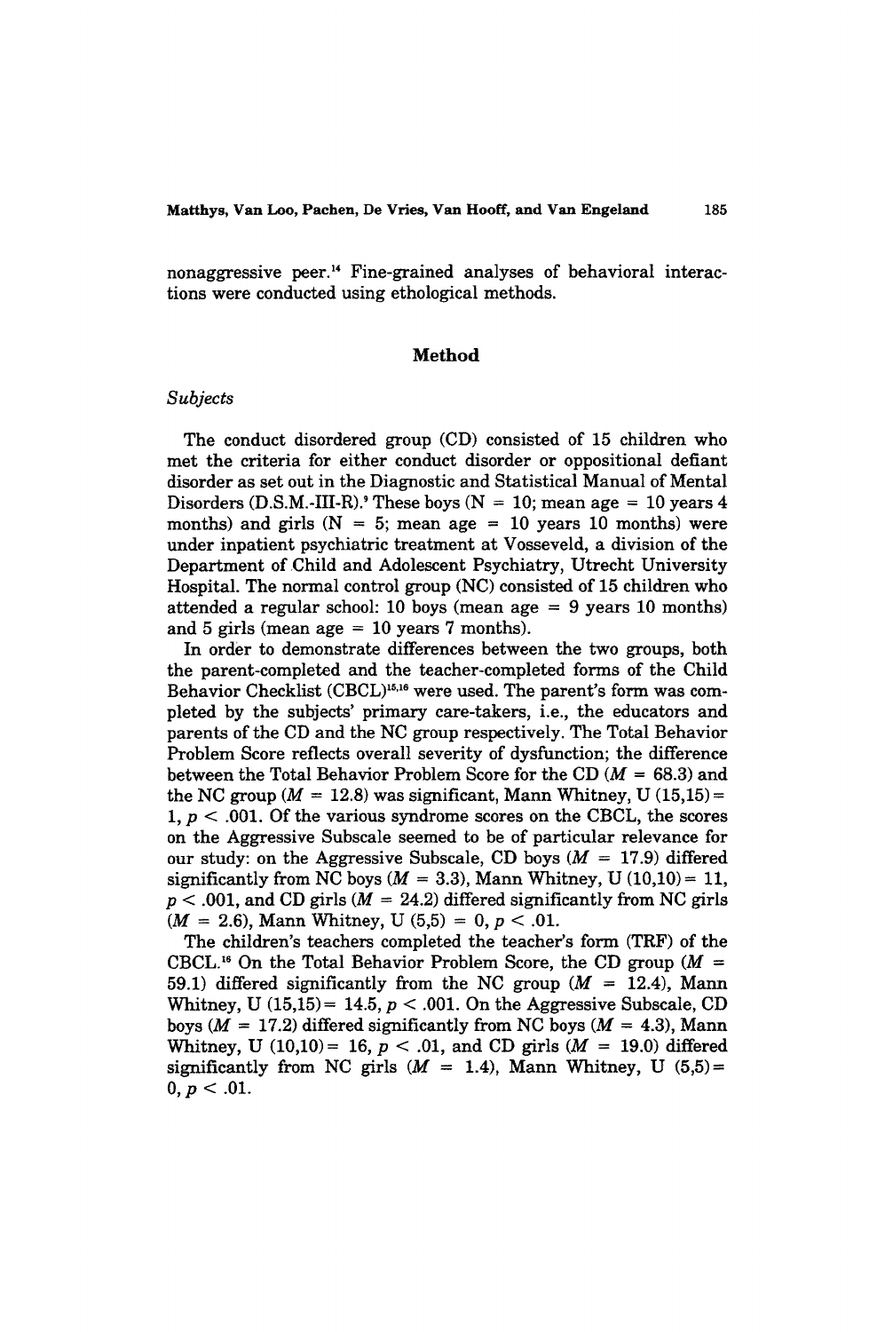nonaggressive peer.[14] Fine-grained analyses of behavioral interactions were conducted using ethological methods.

## Method

### *Subjects*

The conduct disordered group (CD) consisted of 15 children who met the criteria for either conduct disorder or oppositional defiant disorder as set out in the Diagnostic and Statistical Manual of Mental Disorders (D.S.M.-III-R).[9] These boys (N = 10; mean age = 10 years 4 months) and girls (N = 5; mean age = 10 years 10 months) were under inpatient psychiatric treatment at Vosseveld, a division of the Department of Child and Adolescent Psychiatry, Utrecht University Hospital. The normal control group (NC) consisted of 15 children who attended a regular school: 10 boys (mean age = 9 years 10 months) and 5 girls (mean age = 10 years 7 months).

In order to demonstrate differences between the two groups, both the parent-completed and the teacher-completed forms of the Child Behavior Checklist (CBCL)[15,16] were used. The parent's form was completed by the subjects' primary care-takers, i.e., the educators and parents of the CD and the NC group respectively. The Total Behavior Problem Score reflects overall severity of dysfunction; the difference between the Total Behavior Problem Score for the CD ($M = 68.3$) and the NC group ($M = 12.8$) was significant, Mann Whitney, $U\ (15,15) = 1$, $p < .001$. Of the various syndrome scores on the CBCL, the scores on the Aggressive Subscale seemed to be of particular relevance for our study: on the Aggressive Subscale, CD boys ($M = 17.9$) differed significantly from NC boys ($M = 3.3$), Mann Whitney, $U\ (10,10) = 11$, $p < .001$, and CD girls ($M = 24.2$) differed significantly from NC girls ($M = 2.6$), Mann Whitney, $U\ (5,5) = 0$, $p < .01$.

The children's teachers completed the teacher's form (TRF) of the CBCL.[16] On the Total Behavior Problem Score, the CD group ($M = 59.1$) differed significantly from the NC group ($M = 12.4$), Mann Whitney, $U\ (15,15) = 14.5$, $p < .001$. On the Aggressive Subscale, CD boys ($M = 17.2$) differed significantly from NC boys ($M = 4.3$), Mann Whitney, $U\ (10,10) = 16$, $p < .01$, and CD girls ($M = 19.0$) differed significantly from NC girls ($M = 1.4$), Mann Whitney, $U\ (5,5) = 0$, $p < .01$.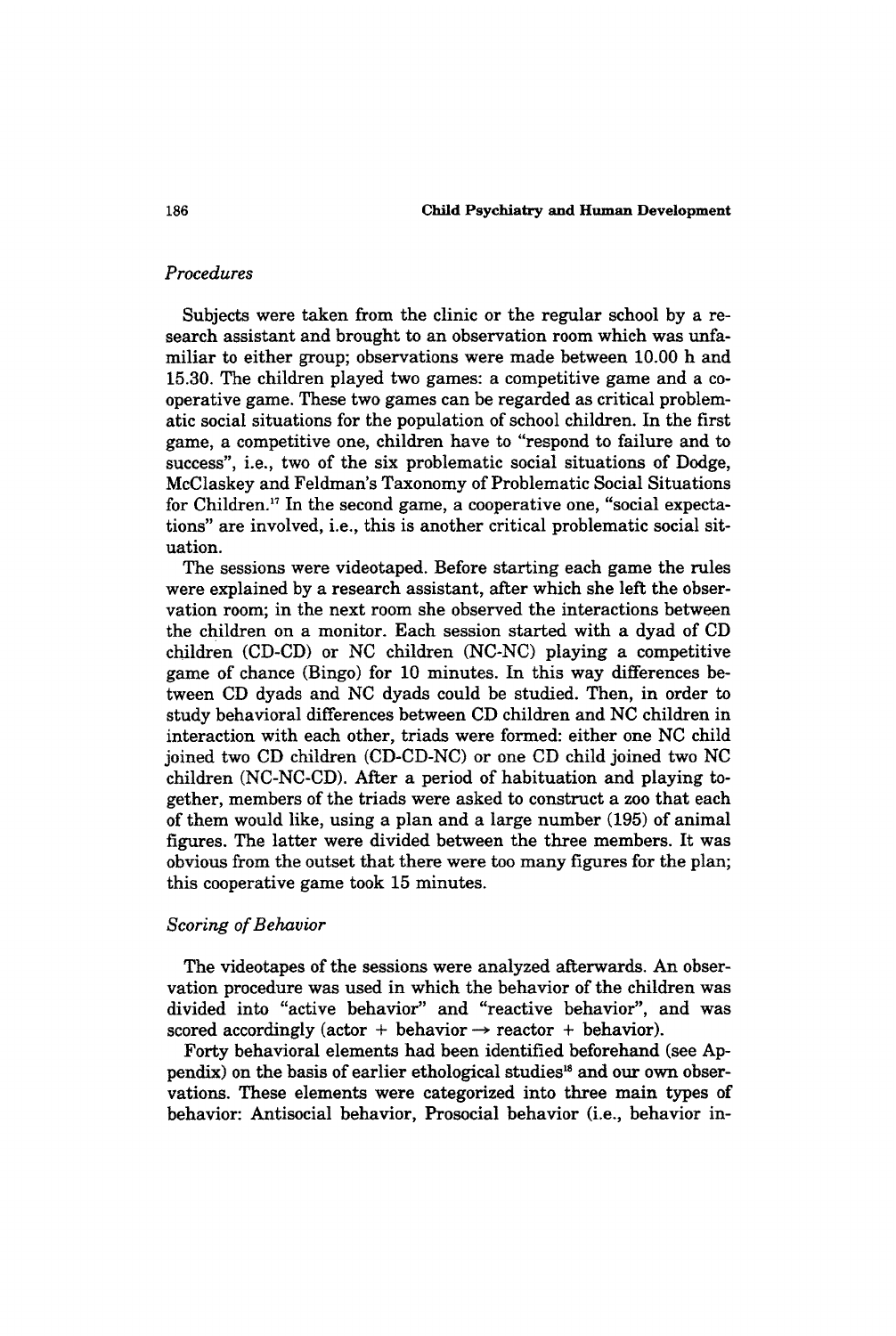### *Procedures*

Subjects were taken from the clinic or the regular school by a research assistant and brought to an observation room which was unfamiliar to either group; observations were made between 10.00 h and 15.30. The children played two games: a competitive game and a cooperative game. These two games can be regarded as critical problematic social situations for the population of school children. In the first game, a competitive one, children have to "respond to failure and to success", i.e., two of the six problematic social situations of Dodge, McClaskey and Feldman's Taxonomy of Problematic Social Situations for Children.[17] In the second game, a cooperative one, "social expectations" are involved, i.e., this is another critical problematic social situation.

The sessions were videotaped. Before starting each game the rules were explained by a research assistant, after which she left the observation room; in the next room she observed the interactions between the children on a monitor. Each session started with a dyad of CD children (CD-CD) or NC children (NC-NC) playing a competitive game of chance (Bingo) for 10 minutes. In this way differences between CD dyads and NC dyads could be studied. Then, in order to study behavioral differences between CD children and NC children in interaction with each other, triads were formed: either one NC child joined two CD children (CD-CD-NC) or one CD child joined two NC children (NC-NC-CD). After a period of habituation and playing together, members of the triads were asked to construct a zoo that each of them would like, using a plan and a large number (195) of animal figures. The latter were divided between the three members. It was obvious from the outset that there were too many figures for the plan; this cooperative game took 15 minutes.

### *Scoring of Behavior*

The videotapes of the sessions were analyzed afterwards. An observation procedure was used in which the behavior of the children was divided into "active behavior" and "reactive behavior", and was scored accordingly (actor + behavior $\rightarrow$ reactor + behavior).

Forty behavioral elements had been identified beforehand (see Appendix) on the basis of earlier ethological studies[18] and our own observations. These elements were categorized into three main types of behavior: Antisocial behavior, Prosocial behavior (i.e., behavior in-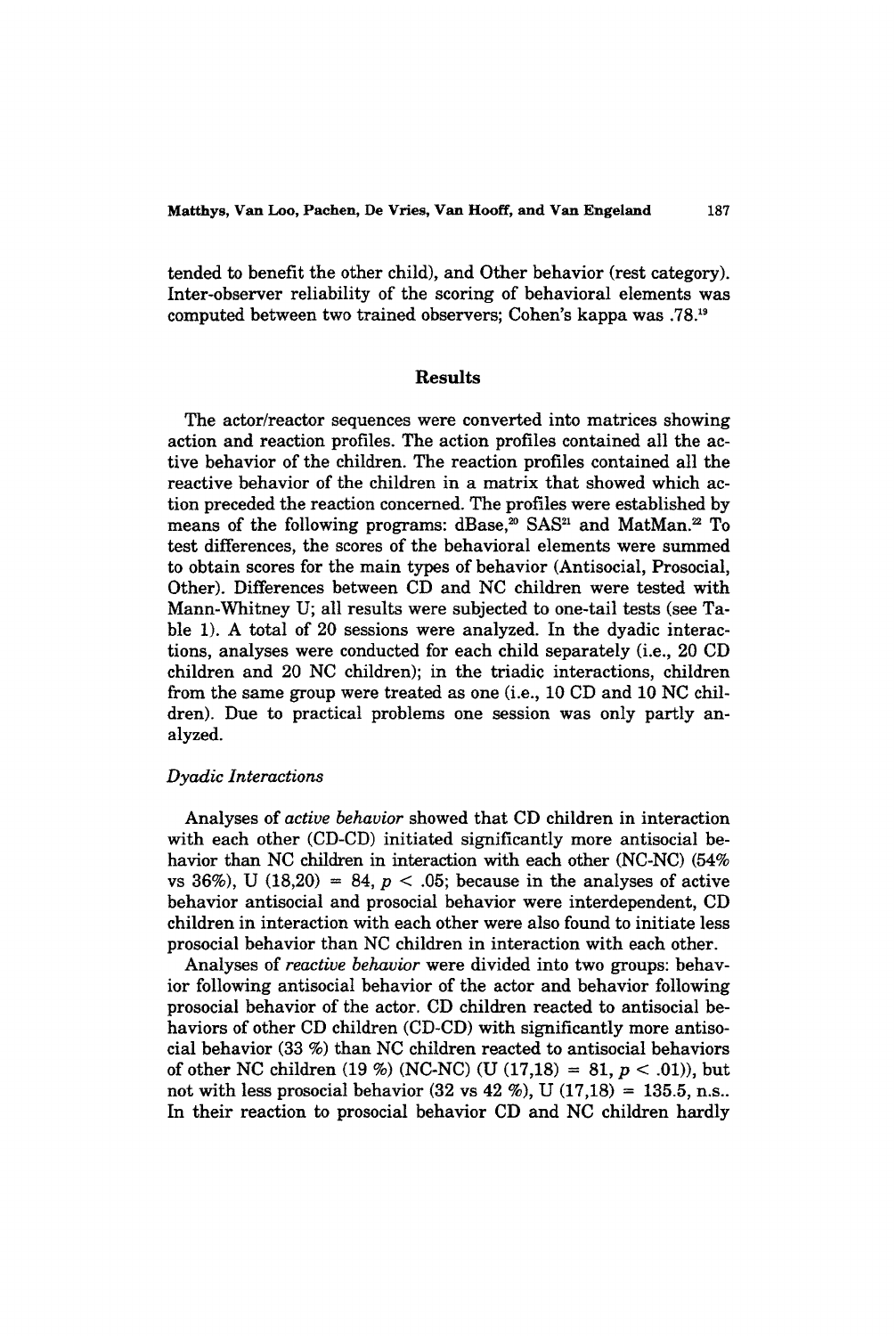tended to benefit the other child), and Other behavior (rest category). Inter-observer reliability of the scoring of behavioral elements was computed between two trained observers; Cohen's kappa was .78.[19]

## Results

The actor/reactor sequences were converted into matrices showing action and reaction profiles. The action profiles contained all the active behavior of the children. The reaction profiles contained all the reactive behavior of the children in a matrix that showed which action preceded the reaction concerned. The profiles were established by means of the following programs: dBase,[20] SAS[21] and MatMan.[22] To test differences, the scores of the behavioral elements were summed to obtain scores for the main types of behavior (Antisocial, Prosocial, Other). Differences between CD and NC children were tested with Mann-Whitney U; all results were subjected to one-tail tests (see Table 1). A total of 20 sessions were analyzed. In the dyadic interactions, analyses were conducted for each child separately (i.e., 20 CD children and 20 NC children); in the triadic interactions, children from the same group were treated as one (i.e., 10 CD and 10 NC children). Due to practical problems one session was only partly analyzed.

### *Dyadic Interactions*

Analyses of *active behavior* showed that CD children in interaction with each other (CD-CD) initiated significantly more antisocial behavior than NC children in interaction with each other (NC-NC) (54% vs 36%), $U\ (18,20) = 84$, $p < .05$; because in the analyses of active behavior antisocial and prosocial behavior were interdependent, CD children in interaction with each other were also found to initiate less prosocial behavior than NC children in interaction with each other.

Analyses of *reactive behavior* were divided into two groups: behavior following antisocial behavior of the actor and behavior following prosocial behavior of the actor. CD children reacted to antisocial behaviors of other CD children (CD-CD) with significantly more antisocial behavior (33 %) than NC children reacted to antisocial behaviors of other NC children (19 %) (NC-NC) ($U\ (17,18) = 81$, $p < .01$)), but not with less prosocial behavior (32 vs 42 %), $U\ (17,18) = 135.5$, n.s.. In their reaction to prosocial behavior CD and NC children hardly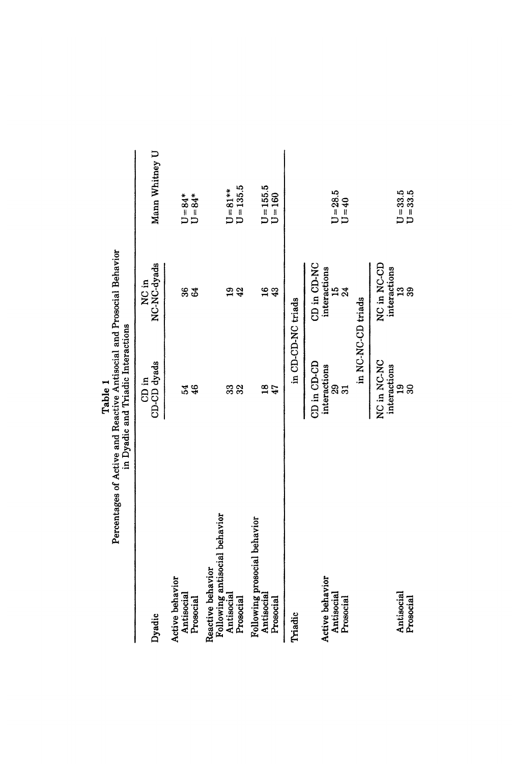**Table 1**
**Percentages of Active and Reactive Antisocial and Prosocial Behavior in Dyadic and Triadic Interactions**

| Dyadic | CD in CD-CD dyads | NC in NC-NC-dyads | Mann Whitney U |
|---|---|---|---|
| Active behavior | | | |
| Antisocial | 54 | 36 | U = 84* |
| Prosocial | 46 | 64 | U = 84* |
| Reactive behavior | | | |
| Following antisocial behavior | | | |
| Antisocial | 33 | 19 | U = 81** |
| Prosocial | 32 | 42 | U = 135.5 |
| Following prosocial behavior | | | |
| Antisocial | 18 | 16 | U = 155.5 |
| Prosocial | 47 | 43 | U = 160 |
| **Triadic** | **in CD-CD-NC triads** | | |
| | CD in CD-CD interactions | CD in CD-NC interactions | |
| Active behavior | | | |
| Antisocial | 29 | 15 | U = 28.5 |
| Prosocial | 31 | 24 | U = 40 |
| | **in NC-NC-CD triads** | | |
| | NC in NC-NC interactions | NC in NC-CD interactions | |
| Antisocial | 19 | 13 | U = 33.5 |
| Prosocial | 30 | 39 | U = 33.5 |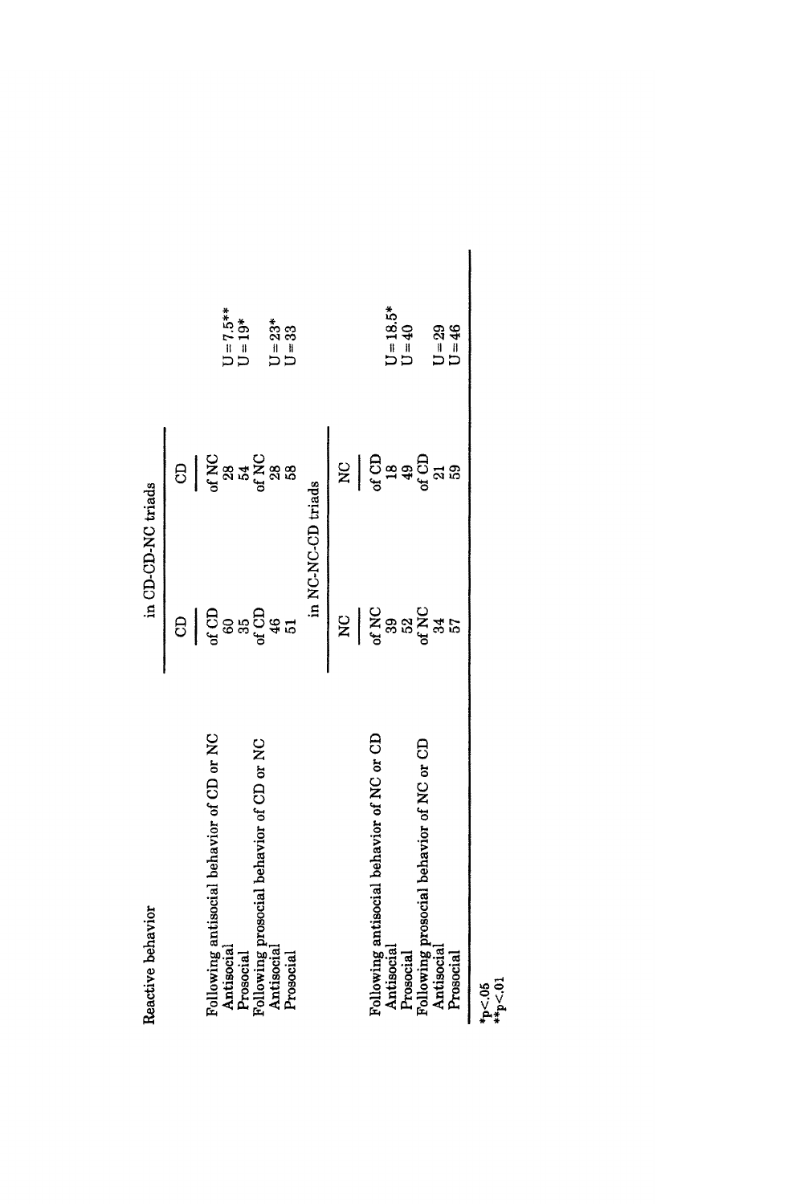| Reactive behavior | in CD-CD-NC triads | | |
|---|---|---|---|
| | CD | CD | |
| Following antisocial behavior of CD or NC | of CD | of NC | |
| Antisocial | 60 | 28 | U = 7.5** |
| Prosocial | 35 | 54 | U = 19* |
| Following prosocial behavior of CD or NC | of CD | of NC | |
| Antisocial | 46 | 28 | U = 23* |
| Prosocial | 51 | 58 | U = 33 |
| | in NC-NC-CD triads | | |
| | NC | NC | |
| Following antisocial behavior of NC or CD | of NC | of CD | |
| Antisocial | 39 | 18 | U = 18.5* |
| Prosocial | 52 | 49 | U = 40 |
| Following prosocial behavior of NC or CD | of NC | of CD | |
| Antisocial | 34 | 21 | U = 29 |
| Prosocial | 57 | 59 | U = 46 |

*p<.05
**p<.01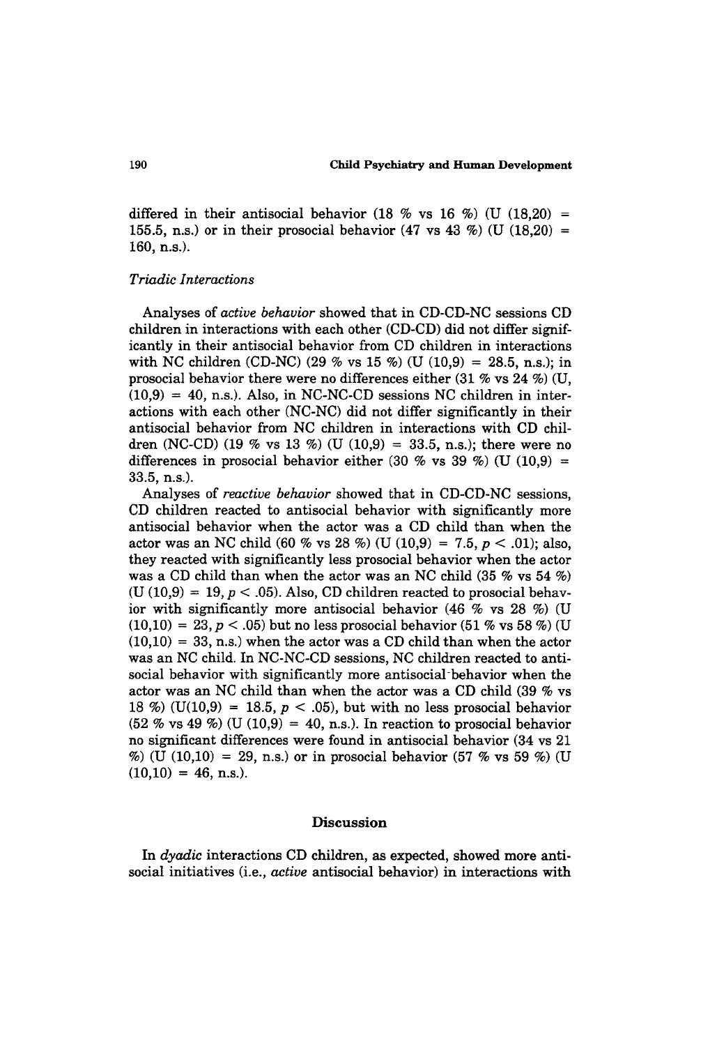differed in their antisocial behavior (18 % vs 16 %) (U (18,20) = 155.5, n.s.) or in their prosocial behavior (47 vs 43 %) (U (18,20) = 160, n.s.).

### *Triadic Interactions*

Analyses of *active behavior* showed that in CD-CD-NC sessions CD children in interactions with each other (CD-CD) did not differ significantly in their antisocial behavior from CD children in interactions with NC children (CD-NC) (29 % vs 15 %) (U (10,9) = 28.5, n.s.); in prosocial behavior there were no differences either (31 % vs 24 %) (U, (10,9) = 40, n.s.). Also, in NC-NC-CD sessions NC children in interactions with each other (NC-NC) did not differ significantly in their antisocial behavior from NC children in interactions with CD children (NC-CD) (19 % vs 13 %) (U (10,9) = 33.5, n.s.); there were no differences in prosocial behavior either (30 % vs 39 %) (U (10,9) = 33.5, n.s.).

Analyses of *reactive behavior* showed that in CD-CD-NC sessions, CD children reacted to antisocial behavior with significantly more antisocial behavior when the actor was a CD child than when the actor was an NC child (60 % vs 28 %) (U (10,9) = 7.5, $p < .01$); also, they reacted with significantly less prosocial behavior when the actor was a CD child than when the actor was an NC child (35 % vs 54 %) (U (10,9) = 19, $p < .05$). Also, CD children reacted to prosocial behavior with significantly more antisocial behavior (46 % vs 28 %) (U (10,10) = 23, $p < .05$) but no less prosocial behavior (51 % vs 58 %) (U (10,10) = 33, n.s.) when the actor was a CD child than when the actor was an NC child. In NC-NC-CD sessions, NC children reacted to antisocial behavior with significantly more antisocial behavior when the actor was an NC child than when the actor was a CD child (39 % vs 18 %) (U(10,9) = 18.5, $p < .05$), but with no less prosocial behavior (52 % vs 49 %) (U (10,9) = 40, n.s.). In reaction to prosocial behavior no significant differences were found in antisocial behavior (34 vs 21 %) (U (10,10) = 29, n.s.) or in prosocial behavior (57 % vs 59 %) (U (10,10) = 46, n.s.).

## Discussion

In *dyadic* interactions CD children, as expected, showed more antisocial initiatives (i.e., *active* antisocial behavior) in interactions with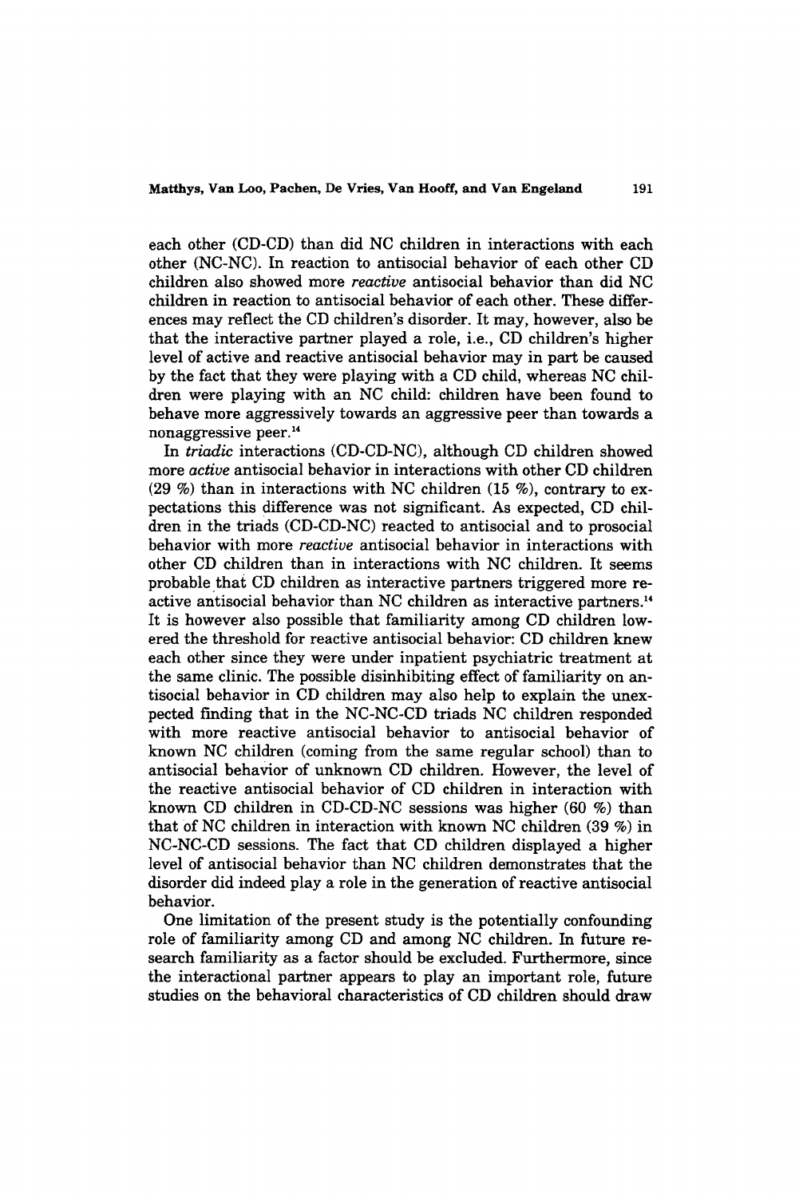each other (CD-CD) than did NC children in interactions with each other (NC-NC). In reaction to antisocial behavior of each other CD children also showed more *reactive* antisocial behavior than did NC children in reaction to antisocial behavior of each other. These differences may reflect the CD children's disorder. It may, however, also be that the interactive partner played a role, i.e., CD children's higher level of active and reactive antisocial behavior may in part be caused by the fact that they were playing with a CD child, whereas NC children were playing with an NC child: children have been found to behave more aggressively towards an aggressive peer than towards a nonaggressive peer.[14]

In *triadic* interactions (CD-CD-NC), although CD children showed more *active* antisocial behavior in interactions with other CD children (29 %) than in interactions with NC children (15 %), contrary to expectations this difference was not significant. As expected, CD children in the triads (CD-CD-NC) reacted to antisocial and to prosocial behavior with more *reactive* antisocial behavior in interactions with other CD children than in interactions with NC children. It seems probable that CD children as interactive partners triggered more reactive antisocial behavior than NC children as interactive partners.[14] It is however also possible that familiarity among CD children lowered the threshold for reactive antisocial behavior: CD children knew each other since they were under inpatient psychiatric treatment at the same clinic. The possible disinhibiting effect of familiarity on antisocial behavior in CD children may also help to explain the unexpected finding that in the NC-NC-CD triads NC children responded with more reactive antisocial behavior to antisocial behavior of known NC children (coming from the same regular school) than to antisocial behavior of unknown CD children. However, the level of the reactive antisocial behavior of CD children in interaction with known CD children in CD-CD-NC sessions was higher (60 %) than that of NC children in interaction with known NC children (39 %) in NC-NC-CD sessions. The fact that CD children displayed a higher level of antisocial behavior than NC children demonstrates that the disorder did indeed play a role in the generation of reactive antisocial behavior.

One limitation of the present study is the potentially confounding role of familiarity among CD and among NC children. In future research familiarity as a factor should be excluded. Furthermore, since the interactional partner appears to play an important role, future studies on the behavioral characteristics of CD children should draw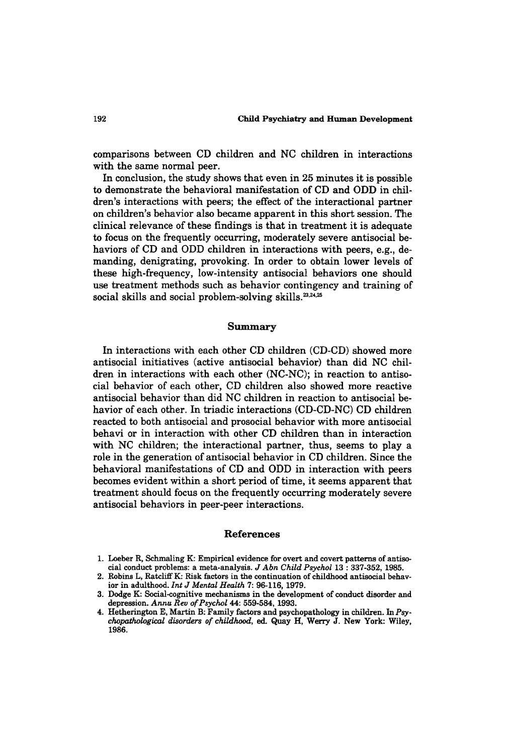comparisons between CD children and NC children in interactions with the same normal peer.

In conclusion, the study shows that even in 25 minutes it is possible to demonstrate the behavioral manifestation of CD and ODD in children's interactions with peers; the effect of the interactional partner on children's behavior also became apparent in this short session. The clinical relevance of these findings is that in treatment it is adequate to focus on the frequently occurring, moderately severe antisocial behaviors of CD and ODD children in interactions with peers, e.g., demanding, denigrating, provoking. In order to obtain lower levels of these high-frequency, low-intensity antisocial behaviors one should use treatment methods such as behavior contingency and training of social skills and social problem-solving skills.[23,24,25]

## Summary

In interactions with each other CD children (CD-CD) showed more antisocial initiatives (active antisocial behavior) than did NC children in interactions with each other (NC-NC); in reaction to antisocial behavior of each other, CD children also showed more reactive antisocial behavior than did NC children in reaction to antisocial behavior of each other. In triadic interactions (CD-CD-NC) CD children reacted to both antisocial and prosocial behavior with more antisocial behavi or in interaction with other CD children than in interaction with NC children; the interactional partner, thus, seems to play a role in the generation of antisocial behavior in CD children. Since the behavioral manifestations of CD and ODD in interaction with peers becomes evident within a short period of time, it seems apparent that treatment should focus on the frequently occurring moderately severe antisocial behaviors in peer-peer interactions.

## References

1. Loeber R, Schmaling K: Empirical evidence for overt and covert patterns of antisocial conduct problems: a meta-analysis. *J Abn Child Psychol* 13 : 337-352, 1985.
2. Robins L, Ratcliff K: Risk factors in the continuation of childhood antisocial behavior in adulthood. *Int J Mental Health* 7: 96-116, 1979.
3. Dodge K: Social-cognitive mechanisms in the development of conduct disorder and depression. *Annu Rev of Psychol* 44: 559-584, 1993.
4. Hetherington E, Martin B: Family factors and psychopathology in children. In *Psychopathological disorders of childhood*, ed. Quay H, Werry J. New York: Wiley, 1986.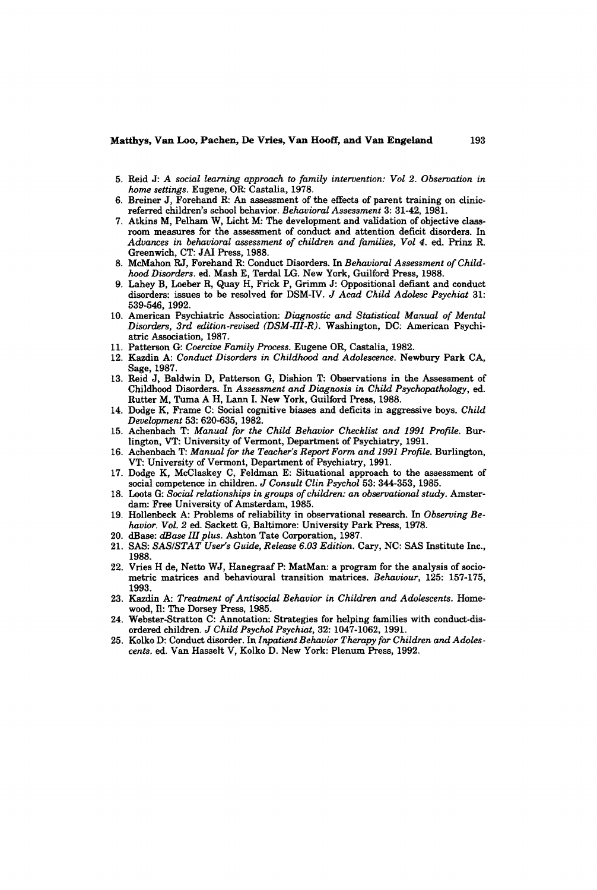5. Reid J: *A social learning approach to family intervention: Vol 2. Observation in home settings*. Eugene, OR: Castalia, 1978.
6. Breiner J, Forehand R: An assessment of the effects of parent training on clinic-referred children's school behavior. *Behavioral Assessment* 3: 31-42, 1981.
7. Atkins M, Pelham W, Licht M: The development and validation of objective classroom measures for the assessment of conduct and attention deficit disorders. In *Advances in behavioral assessment of children and families, Vol 4*. ed. Prinz R. Greenwich, CT: JAI Press, 1988.
8. McMahon RJ, Forehand R: Conduct Disorders. In *Behavioral Assessment of Childhood Disorders*. ed. Mash E, Terdal LG. New York, Guilford Press, 1988.
9. Lahey B, Loeber R, Quay H, Frick P, Grimm J: Oppositional defiant and conduct disorders: issues to be resolved for DSM-IV. *J Acad Child Adolesc Psychiat* 31: 539-546, 1992.
10. American Psychiatric Association: *Diagnostic and Statistical Manual of Mental Disorders, 3rd edition-revised (DSM-III-R)*. Washington, DC: American Psychiatric Association, 1987.
11. Patterson G: *Coercive Family Process*. Eugene OR, Castalia, 1982.
12. Kazdin A: *Conduct Disorders in Childhood and Adolescence*. Newbury Park CA, Sage, 1987.
13. Reid J, Baldwin D, Patterson G, Dishion T: Observations in the Assessment of Childhood Disorders. In *Assessment and Diagnosis in Child Psychopathology*, ed. Rutter M, Tuma A H, Lann I. New York, Guilford Press, 1988.
14. Dodge K, Frame C: Social cognitive biases and deficits in aggressive boys. *Child Development* 53: 620-635, 1982.
15. Achenbach T: *Manual for the Child Behavior Checklist and 1991 Profile*. Burlington, VT: University of Vermont, Department of Psychiatry, 1991.
16. Achenbach T: *Manual for the Teacher's Report Form and 1991 Profile*. Burlington, VT: University of Vermont, Department of Psychiatry, 1991.
17. Dodge K, McClaskey C, Feldman E: Situational approach to the assessment of social competence in children. *J Consult Clin Psychol* 53: 344-353, 1985.
18. Loots G: *Social relationships in groups of children: an observational study*. Amsterdam: Free University of Amsterdam, 1985.
19. Hollenbeck A: Problems of reliability in observational research. In *Observing Behavior. Vol. 2* ed. Sackett G, Baltimore: University Park Press, 1978.
20. dBase: *dBase III plus*. Ashton Tate Corporation, 1987.
21. SAS: *SAS/STAT User's Guide, Release 6.03 Edition*. Cary, NC: SAS Institute Inc., 1988.
22. Vries H de, Netto WJ, Hanegraaf P: MatMan: a program for the analysis of sociometric matrices and behavioural transition matrices. *Behaviour*, 125: 157-175, 1993.
23. Kazdin A: *Treatment of Antisocial Behavior in Children and Adolescents*. Homewood, Il: The Dorsey Press, 1985.
24. Webster-Stratton C: Annotation: Strategies for helping families with conduct-disordered children. *J Child Psychol Psychiat*, 32: 1047-1062, 1991.
25. Kolko D: Conduct disorder. In *Inpatient Behavior Therapy for Children and Adolescents*. ed. Van Hasselt V, Kolko D. New York: Plenum Press, 1992.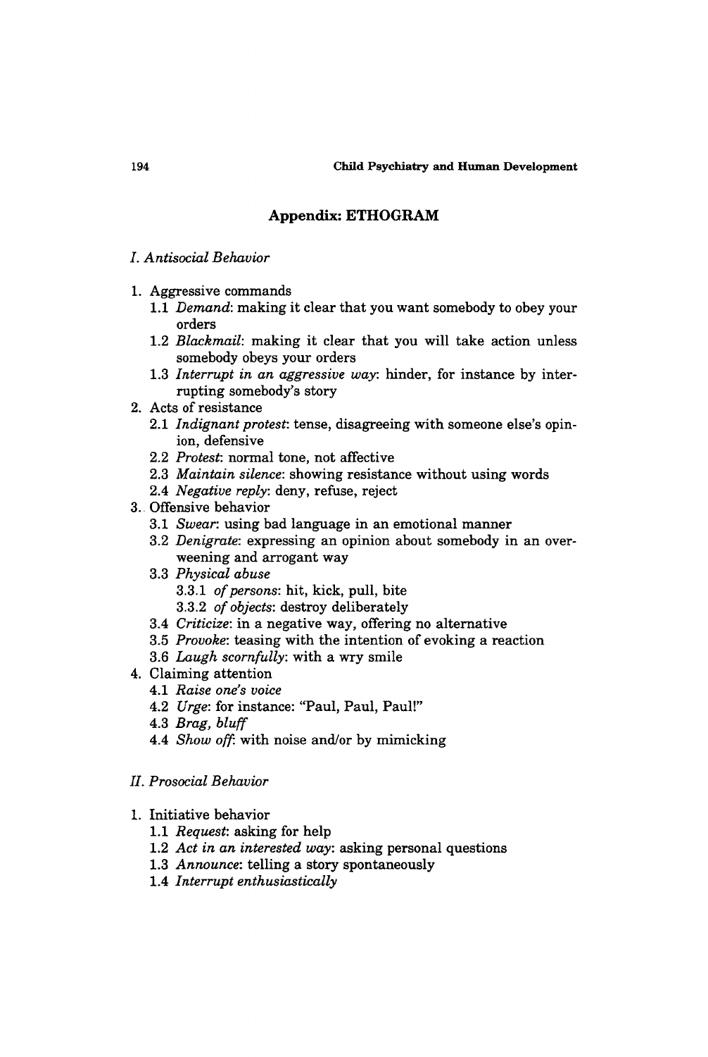## Appendix: ETHOGRAM

### *I. Antisocial Behavior*

1. Aggressive commands
   - 1.1 *Demand*: making it clear that you want somebody to obey your orders
   - 1.2 *Blackmail*: making it clear that you will take action unless somebody obeys your orders
   - 1.3 *Interrupt in an aggressive way*: hinder, for instance by interrupting somebody's story
2. Acts of resistance
   - 2.1 *Indignant protest*: tense, disagreeing with someone else's opinion, defensive
   - 2.2 *Protest*: normal tone, not affective
   - 2.3 *Maintain silence*: showing resistance without using words
   - 2.4 *Negative reply*: deny, refuse, reject
3. Offensive behavior
   - 3.1 *Swear*: using bad language in an emotional manner
   - 3.2 *Denigrate*: expressing an opinion about somebody in an overweening and arrogant way
   - 3.3 *Physical abuse*
     - 3.3.1 *of persons*: hit, kick, pull, bite
     - 3.3.2 *of objects*: destroy deliberately
   - 3.4 *Criticize*: in a negative way, offering no alternative
   - 3.5 *Provoke*: teasing with the intention of evoking a reaction
   - 3.6 *Laugh scornfully*: with a wry smile
4. Claiming attention
   - 4.1 *Raise one's voice*
   - 4.2 *Urge*: for instance: "Paul, Paul, Paul!"
   - 4.3 *Brag, bluff*
   - 4.4 *Show off*: with noise and/or by mimicking

### *II. Prosocial Behavior*

1. Initiative behavior
   - 1.1 *Request*: asking for help
   - 1.2 *Act in an interested way*: asking personal questions
   - 1.3 *Announce*: telling a story spontaneously
   - 1.4 *Interrupt enthusiastically*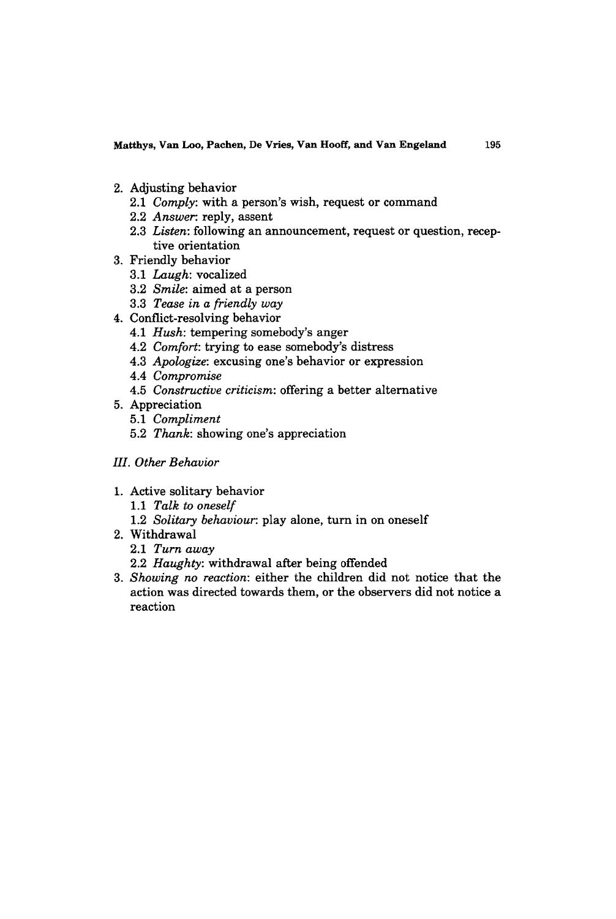2. Adjusting behavior
   2.1 *Comply*: with a person's wish, request or command
   2.2 *Answer*: reply, assent
   2.3 *Listen*: following an announcement, request or question, receptive orientation
3. Friendly behavior
   3.1 *Laugh*: vocalized
   3.2 *Smile*: aimed at a person
   3.3 *Tease in a friendly way*
4. Conflict-resolving behavior
   4.1 *Hush*: tempering somebody's anger
   4.2 *Comfort*: trying to ease somebody's distress
   4.3 *Apologize*: excusing one's behavior or expression
   4.4 *Compromise*
   4.5 *Constructive criticism*: offering a better alternative
5. Appreciation
   5.1 *Compliment*
   5.2 *Thank*: showing one's appreciation

*III. Other Behavior*

1. Active solitary behavior
   1.1 *Talk to oneself*
   1.2 *Solitary behaviour*: play alone, turn in on oneself
2. Withdrawal
   2.1 *Turn away*
   2.2 *Haughty*: withdrawal after being offended
3. *Showing no reaction*: either the children did not notice that the action was directed towards them, or the observers did not notice a reaction